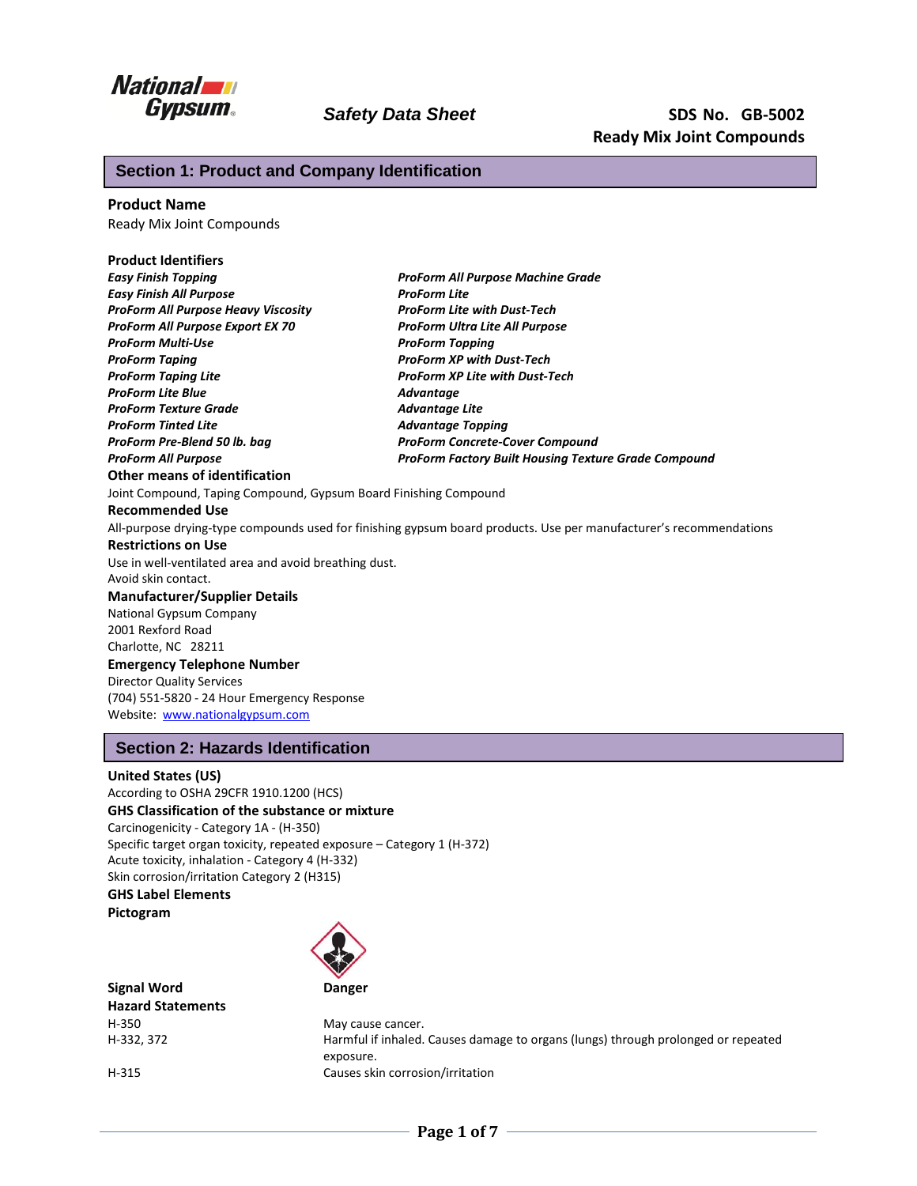**Safety Data Sheet**

**SDS No. GB-5002**
**Ready Mix Joint Compounds**

## Section 1: Product and Company Identification

### Product Name

Ready Mix Joint Compounds

### Product Identifiers

***Easy Finish Topping***
***Easy Finish All Purpose***
***ProForm All Purpose Heavy Viscosity***
***ProForm All Purpose Export EX 70***
***ProForm Multi-Use***
***ProForm Taping***
***ProForm Taping Lite***
***ProForm Lite Blue***
***ProForm Texture Grade***
***ProForm Tinted Lite***
***ProForm Pre-Blend 50 lb. bag***
***ProForm All Purpose***
***ProForm All Purpose Machine Grade***
***ProForm Lite***
***ProForm Lite with Dust-Tech***
***ProForm Ultra Lite All Purpose***
***ProForm Topping***
***ProForm XP with Dust-Tech***
***ProForm XP Lite with Dust-Tech***
***Advantage***
***Advantage Lite***
***Advantage Topping***
***ProForm Concrete-Cover Compound***
***ProForm Factory Built Housing Texture Grade Compound***

### Other means of identification

Joint Compound, Taping Compound, Gypsum Board Finishing Compound

### Recommended Use

All-purpose drying-type compounds used for finishing gypsum board products. Use per manufacturer's recommendations

### Restrictions on Use

Use in well-ventilated area and avoid breathing dust.
Avoid skin contact.

### Manufacturer/Supplier Details

National Gypsum Company
2001 Rexford Road
Charlotte, NC 28211

### Emergency Telephone Number

Director Quality Services
(704) 551-5820 - 24 Hour Emergency Response
Website: [www.nationalgypsum.com](http://www.nationalgypsum.com)

## Section 2: Hazards Identification

### United States (US)

According to OSHA 29CFR 1910.1200 (HCS)

### GHS Classification of the substance or mixture

Carcinogenicity - Category 1A - (H-350)
Specific target organ toxicity, repeated exposure – Category 1 (H-372)
Acute toxicity, inhalation - Category 4 (H-332)
Skin corrosion/irritation Category 2 (H315)

### GHS Label Elements

**Pictogram**

**Signal Word** **Danger**

**Hazard Statements**

| | |
|---|---|
| H-350 | May cause cancer. |
| H-332, 372 | Harmful if inhaled. Causes damage to organs (lungs) through prolonged or repeated exposure. |
| H-315 | Causes skin corrosion/irritation |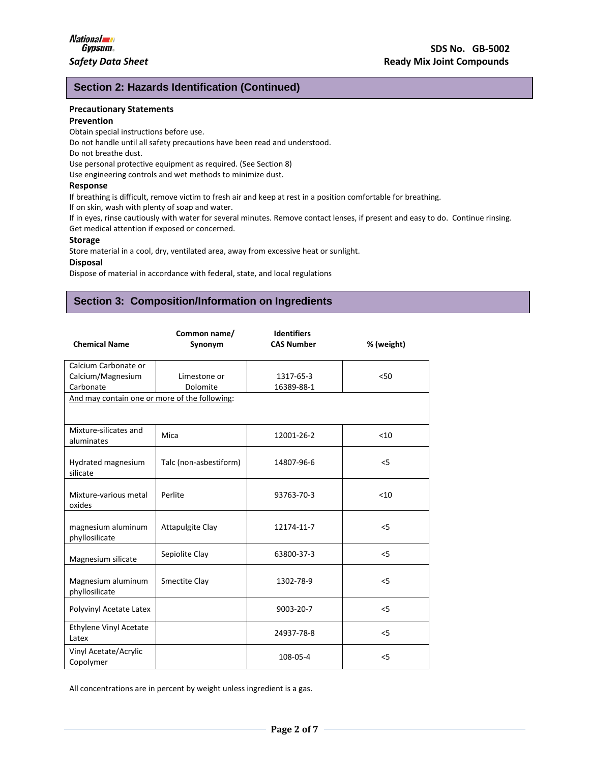## Section 2: Hazards Identification (Continued)

**Precautionary Statements**

**Prevention**

Obtain special instructions before use.
Do not handle until all safety precautions have been read and understood.
Do not breathe dust.
Use personal protective equipment as required. (See Section 8)
Use engineering controls and wet methods to minimize dust.

**Response**

If breathing is difficult, remove victim to fresh air and keep at rest in a position comfortable for breathing.
If on skin, wash with plenty of soap and water.
If in eyes, rinse cautiously with water for several minutes. Remove contact lenses, if present and easy to do. Continue rinsing.
Get medical attention if exposed or concerned.

**Storage**

Store material in a cool, dry, ventilated area, away from excessive heat or sunlight.

**Disposal**

Dispose of material in accordance with federal, state, and local regulations

## Section 3: Composition/Information on Ingredients

| Chemical Name | Common name/ Synonym | Identifiers CAS Number | % (weight) |
|---|---|---|---|
| Calcium Carbonate or Calcium/Magnesium Carbonate | Limestone or Dolomite | 1317-65-3 16389-88-1 | <50 |
| And may contain one or more of the following: | | | |
| Mixture-silicates and aluminates | Mica | 12001-26-2 | <10 |
| Hydrated magnesium silicate | Talc (non-asbestiform) | 14807-96-6 | <5 |
| Mixture-various metal oxides | Perlite | 93763-70-3 | <10 |
| magnesium aluminum phyllosilicate | Attapulgite Clay | 12174-11-7 | <5 |
| Magnesium silicate | Sepiolite Clay | 63800-37-3 | <5 |
| Magnesium aluminum phyllosilicate | Smectite Clay | 1302-78-9 | <5 |
| Polyvinyl Acetate Latex | | 9003-20-7 | <5 |
| Ethylene Vinyl Acetate Latex | | 24937-78-8 | <5 |
| Vinyl Acetate/Acrylic Copolymer | | 108-05-4 | <5 |

All concentrations are in percent by weight unless ingredient is a gas.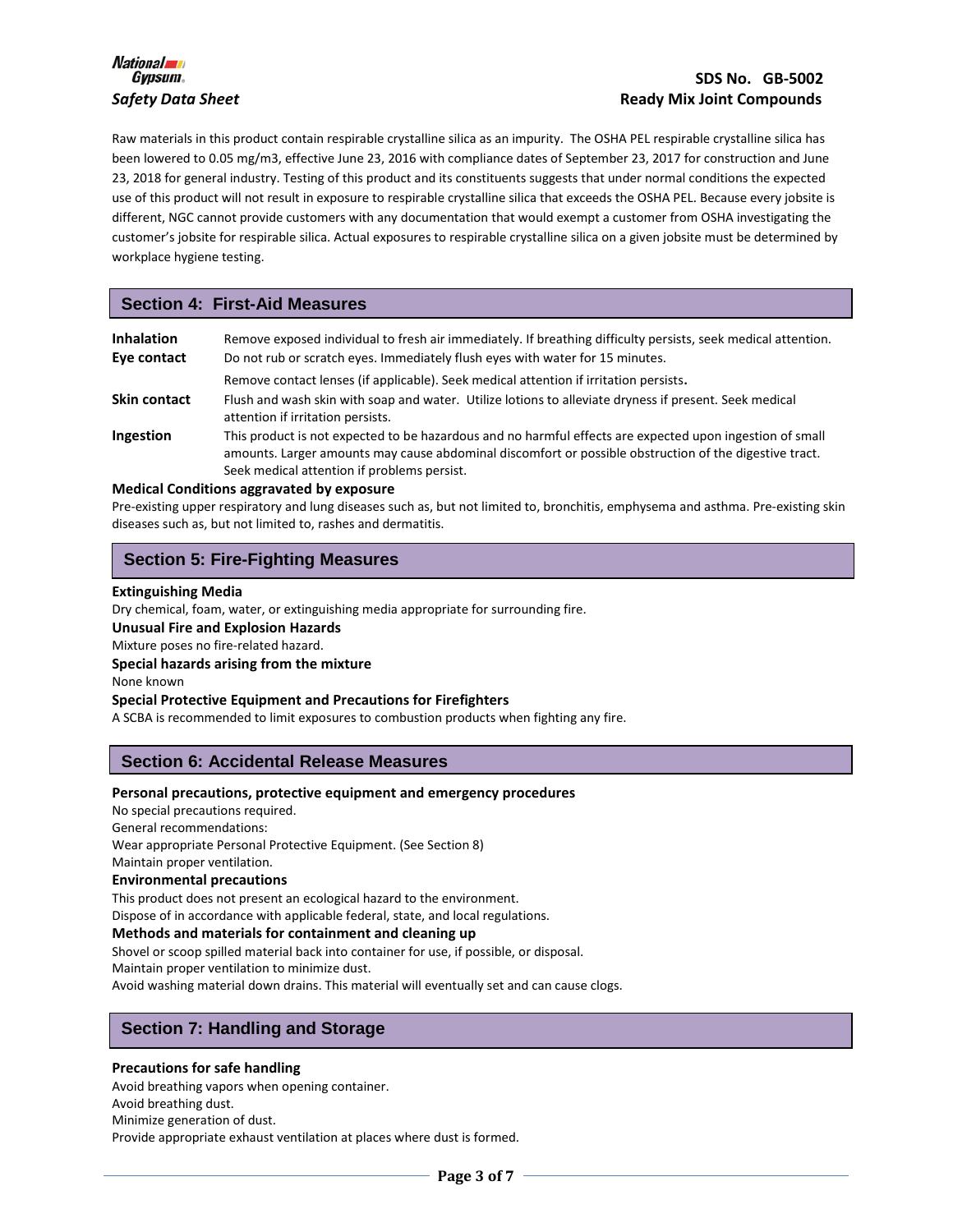Raw materials in this product contain respirable crystalline silica as an impurity. The OSHA PEL respirable crystalline silica has been lowered to 0.05 mg/m3, effective June 23, 2016 with compliance dates of September 23, 2017 for construction and June 23, 2018 for general industry. Testing of this product and its constituents suggests that under normal conditions the expected use of this product will not result in exposure to respirable crystalline silica that exceeds the OSHA PEL. Because every jobsite is different, NGC cannot provide customers with any documentation that would exempt a customer from OSHA investigating the customer's jobsite for respirable silica. Actual exposures to respirable crystalline silica on a given jobsite must be determined by workplace hygiene testing.

## Section 4: First-Aid Measures

**Inhalation** Remove exposed individual to fresh air immediately. If breathing difficulty persists, seek medical attention.

**Eye contact** Do not rub or scratch eyes. Immediately flush eyes with water for 15 minutes.
Remove contact lenses (if applicable). Seek medical attention if irritation persists.

**Skin contact** Flush and wash skin with soap and water. Utilize lotions to alleviate dryness if present. Seek medical attention if irritation persists.

**Ingestion** This product is not expected to be hazardous and no harmful effects are expected upon ingestion of small amounts. Larger amounts may cause abdominal discomfort or possible obstruction of the digestive tract. Seek medical attention if problems persist.

**Medical Conditions aggravated by exposure**

Pre-existing upper respiratory and lung diseases such as, but not limited to, bronchitis, emphysema and asthma. Pre-existing skin diseases such as, but not limited to, rashes and dermatitis.

## Section 5: Fire-Fighting Measures

**Extinguishing Media**

Dry chemical, foam, water, or extinguishing media appropriate for surrounding fire.

**Unusual Fire and Explosion Hazards**

Mixture poses no fire-related hazard.

**Special hazards arising from the mixture**

None known

**Special Protective Equipment and Precautions for Firefighters**

A SCBA is recommended to limit exposures to combustion products when fighting any fire.

## Section 6: Accidental Release Measures

**Personal precautions, protective equipment and emergency procedures**

No special precautions required.
General recommendations:
Wear appropriate Personal Protective Equipment. (See Section 8)
Maintain proper ventilation.

**Environmental precautions**

This product does not present an ecological hazard to the environment.
Dispose of in accordance with applicable federal, state, and local regulations.

**Methods and materials for containment and cleaning up**

Shovel or scoop spilled material back into container for use, if possible, or disposal.
Maintain proper ventilation to minimize dust.
Avoid washing material down drains. This material will eventually set and can cause clogs.

## Section 7: Handling and Storage

**Precautions for safe handling**

Avoid breathing vapors when opening container.
Avoid breathing dust.
Minimize generation of dust.
Provide appropriate exhaust ventilation at places where dust is formed.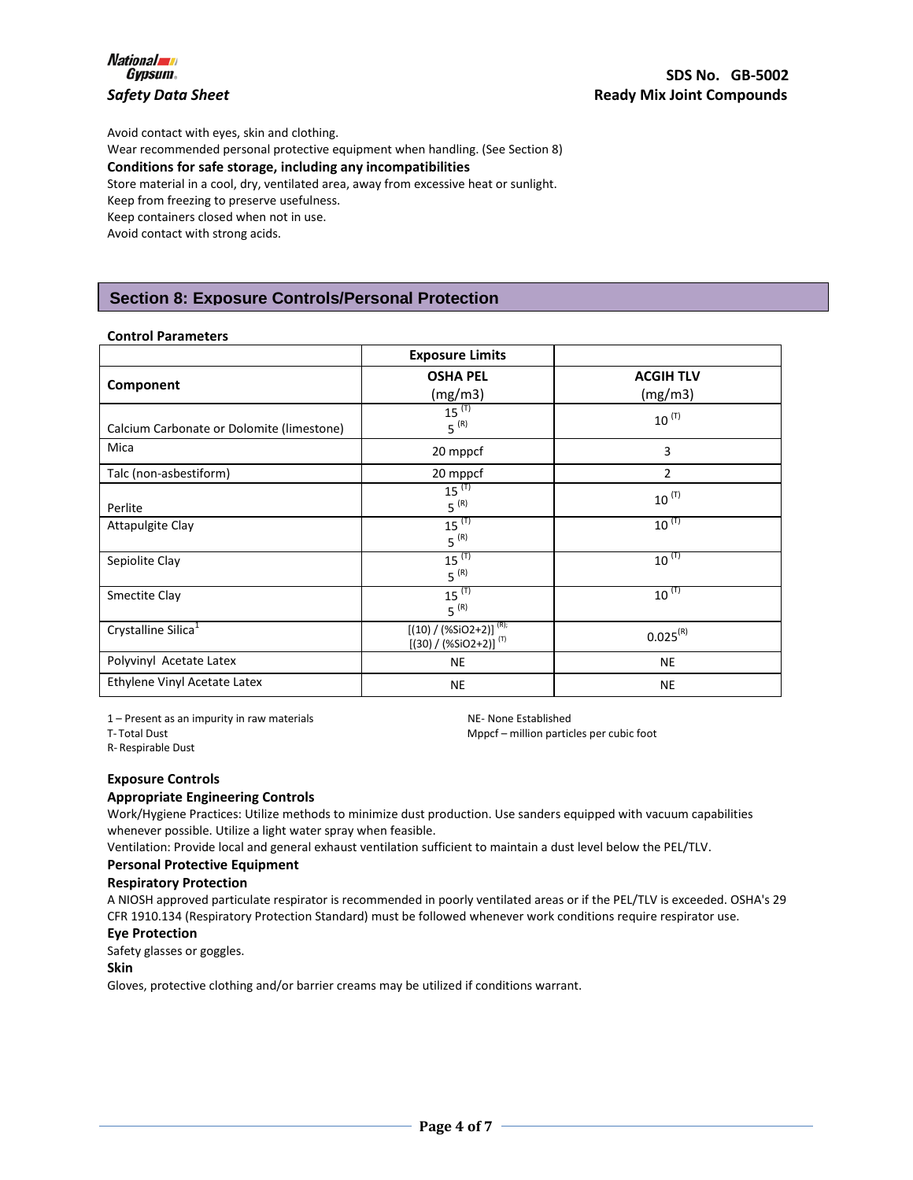Avoid contact with eyes, skin and clothing.

Wear recommended personal protective equipment when handling. (See Section 8)

**Conditions for safe storage, including any incompatibilities**

Store material in a cool, dry, ventilated area, away from excessive heat or sunlight.

Keep from freezing to preserve usefulness.

Keep containers closed when not in use.

Avoid contact with strong acids.

## Section 8: Exposure Controls/Personal Protection

**Control Parameters**

| Component | Exposure Limits OSHA PEL (mg/m3) | ACGIH TLV (mg/m3) |
|---|---|---|
| Calcium Carbonate or Dolomite (limestone) | 15 (T) 5 (R) | 10 (T) |
| Mica | 20 mppcf | 3 |
| Talc (non-asbestiform) | 20 mppcf | 2 |
| Perlite | 15 (T) 5 (R) | 10 (T) |
| Attapulgite Clay | 15 (T) 5 (R) | 10 (T) |
| Sepiolite Clay | 15 (T) 5 (R) | 10 (T) |
| Smectite Clay | 15 (T) 5 (R) | 10 (T) |
| Crystalline Silica[1] | [(10) / (%SiO2+2)] (R); [(30) / (%SiO2+2)] (T) | 0.025 (R) |
| Polyvinyl Acetate Latex | NE | NE |
| Ethylene Vinyl Acetate Latex | NE | NE |

1 – Present as an impurity in raw materials

T- Total Dust

R- Respirable Dust

NE- None Established

Mppcf – million particles per cubic foot

**Exposure Controls**

**Appropriate Engineering Controls**

Work/Hygiene Practices: Utilize methods to minimize dust production. Use sanders equipped with vacuum capabilities whenever possible. Utilize a light water spray when feasible.

Ventilation: Provide local and general exhaust ventilation sufficient to maintain a dust level below the PEL/TLV.

**Personal Protective Equipment**

**Respiratory Protection**

A NIOSH approved particulate respirator is recommended in poorly ventilated areas or if the PEL/TLV is exceeded. OSHA's 29 CFR 1910.134 (Respiratory Protection Standard) must be followed whenever work conditions require respirator use.

**Eye Protection**

Safety glasses or goggles.

**Skin**

Gloves, protective clothing and/or barrier creams may be utilized if conditions warrant.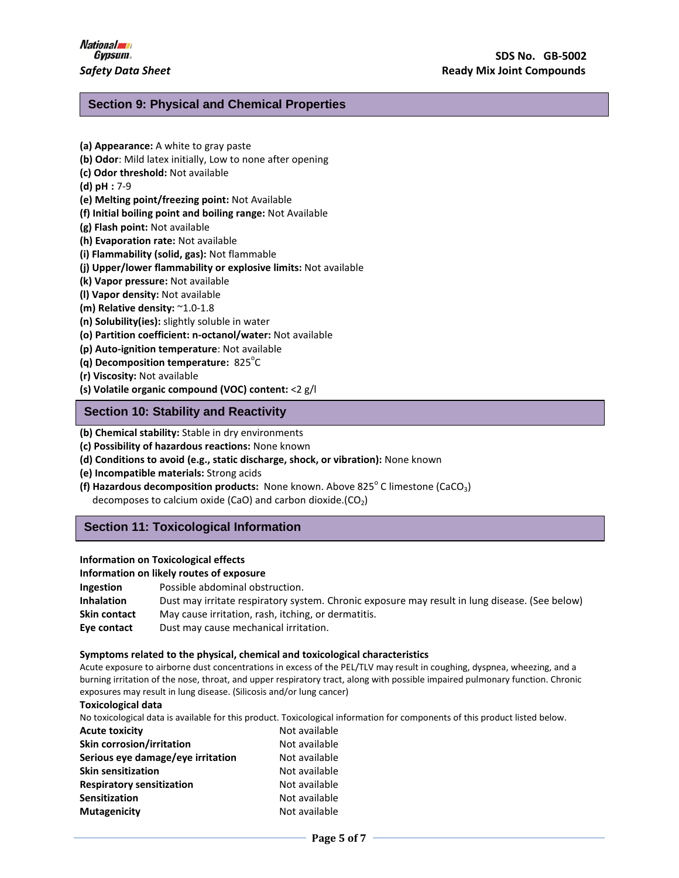## Section 9: Physical and Chemical Properties

**(a) Appearance:** A white to gray paste
**(b) Odor**: Mild latex initially, Low to none after opening
**(c) Odor threshold:** Not available
**(d) pH :** 7-9
**(e) Melting point/freezing point:** Not Available
**(f) Initial boiling point and boiling range:** Not Available
**(g) Flash point:** Not available
**(h) Evaporation rate:** Not available
**(i) Flammability (solid, gas):** Not flammable
**(j) Upper/lower flammability or explosive limits:** Not available
**(k) Vapor pressure:** Not available
**(l) Vapor density:** Not available
**(m) Relative density:** ~1.0-1.8
**(n) Solubility(ies):** slightly soluble in water
**(o) Partition coefficient: n-octanol/water:** Not available
**(p) Auto-ignition temperature**: Not available
**(q) Decomposition temperature:** 825°C
**(r) Viscosity:** Not available
**(s) Volatile organic compound (VOC) content:** <2 g/l

## Section 10: Stability and Reactivity

**(b) Chemical stability:** Stable in dry environments
**(c) Possibility of hazardous reactions:** None known
**(d) Conditions to avoid (e.g., static discharge, shock, or vibration):** None known
**(e) Incompatible materials:** Strong acids
**(f) Hazardous decomposition products:** None known. Above 825° C limestone ($CaCO_3$) decomposes to calcium oxide (CaO) and carbon dioxide.($CO_2$)

## Section 11: Toxicological Information

**Information on Toxicological effects**

**Information on likely routes of exposure**

| | |
|---|---|
| **Ingestion** | Possible abdominal obstruction. |
| **Inhalation** | Dust may irritate respiratory system. Chronic exposure may result in lung disease. (See below) |
| **Skin contact** | May cause irritation, rash, itching, or dermatitis. |
| **Eye contact** | Dust may cause mechanical irritation. |

**Symptoms related to the physical, chemical and toxicological characteristics**

Acute exposure to airborne dust concentrations in excess of the PEL/TLV may result in coughing, dyspnea, wheezing, and a burning irritation of the nose, throat, and upper respiratory tract, along with possible impaired pulmonary function. Chronic exposures may result in lung disease. (Silicosis and/or lung cancer)

**Toxicological data**

No toxicological data is available for this product. Toxicological information for components of this product listed below.

| | |
|---|---|
| **Acute toxicity** | Not available |
| **Skin corrosion/irritation** | Not available |
| **Serious eye damage/eye irritation** | Not available |
| **Skin sensitization** | Not available |
| **Respiratory sensitization** | Not available |
| **Sensitization** | Not available |
| **Mutagenicity** | Not available |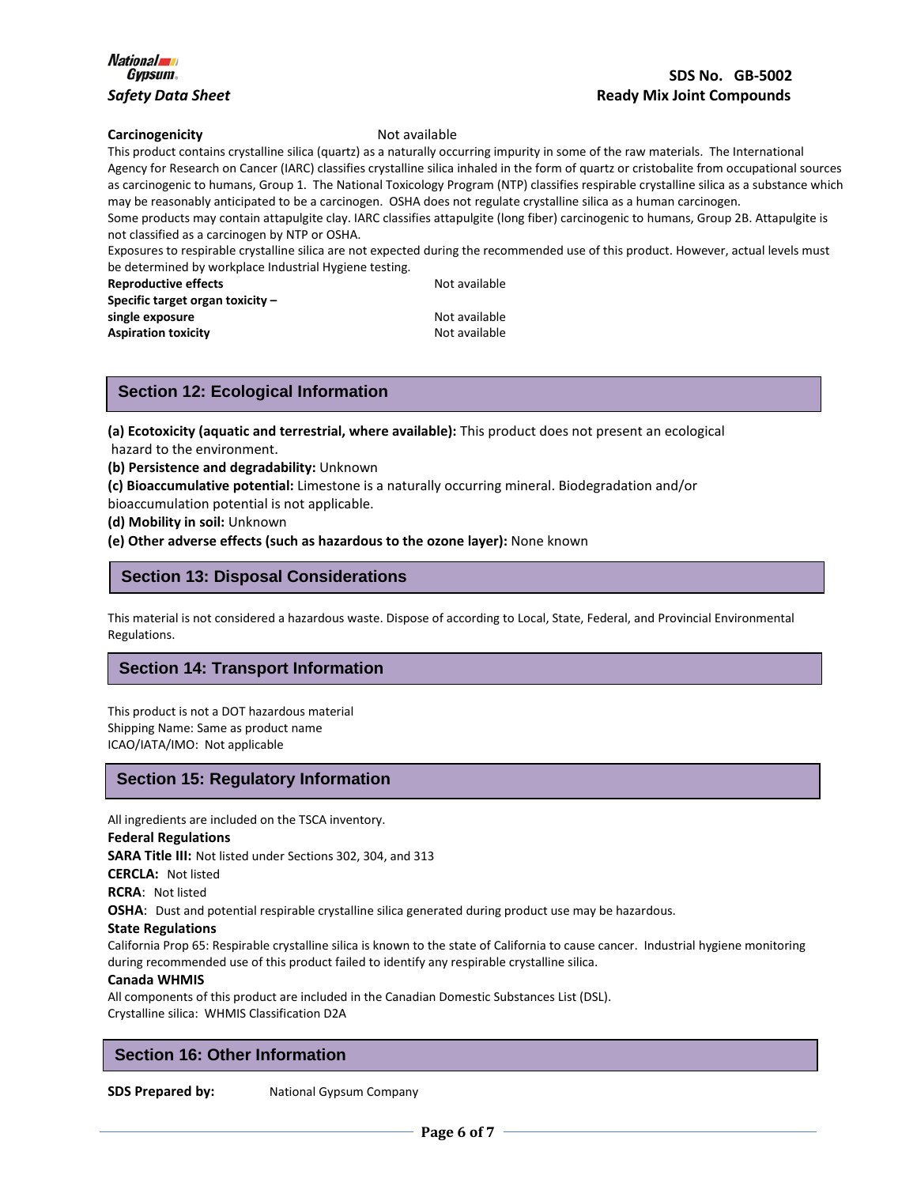**Carcinogenicity** Not available

This product contains crystalline silica (quartz) as a naturally occurring impurity in some of the raw materials. The International Agency for Research on Cancer (IARC) classifies crystalline silica inhaled in the form of quartz or cristobalite from occupational sources as carcinogenic to humans, Group 1. The National Toxicology Program (NTP) classifies respirable crystalline silica as a substance which may be reasonably anticipated to be a carcinogen. OSHA does not regulate crystalline silica as a human carcinogen.

Some products may contain attapulgite clay. IARC classifies attapulgite (long fiber) carcinogenic to humans, Group 2B. Attapulgite is not classified as a carcinogen by NTP or OSHA.

Exposures to respirable crystalline silica are not expected during the recommended use of this product. However, actual levels must be determined by workplace Industrial Hygiene testing.

**Reproductive effects** Not available

**Specific target organ toxicity – single exposure** Not available

**Aspiration toxicity** Not available

## Section 12: Ecological Information

**(a) Ecotoxicity (aquatic and terrestrial, where available):** This product does not present an ecological hazard to the environment.

**(b) Persistence and degradability:** Unknown

**(c) Bioaccumulative potential:** Limestone is a naturally occurring mineral. Biodegradation and/or bioaccumulation potential is not applicable.

**(d) Mobility in soil:** Unknown

**(e) Other adverse effects (such as hazardous to the ozone layer):** None known

## Section 13: Disposal Considerations

This material is not considered a hazardous waste. Dispose of according to Local, State, Federal, and Provincial Environmental Regulations.

## Section 14: Transport Information

This product is not a DOT hazardous material
Shipping Name: Same as product name
ICAO/IATA/IMO: Not applicable

## Section 15: Regulatory Information

All ingredients are included on the TSCA inventory.

**Federal Regulations**

**SARA Title III:** Not listed under Sections 302, 304, and 313

**CERCLA:** Not listed

**RCRA**: Not listed

**OSHA**: Dust and potential respirable crystalline silica generated during product use may be hazardous.

**State Regulations**

California Prop 65: Respirable crystalline silica is known to the state of California to cause cancer. Industrial hygiene monitoring during recommended use of this product failed to identify any respirable crystalline silica.

**Canada WHMIS**

All components of this product are included in the Canadian Domestic Substances List (DSL).
Crystalline silica: WHMIS Classification D2A

## Section 16: Other Information

**SDS Prepared by:** National Gypsum Company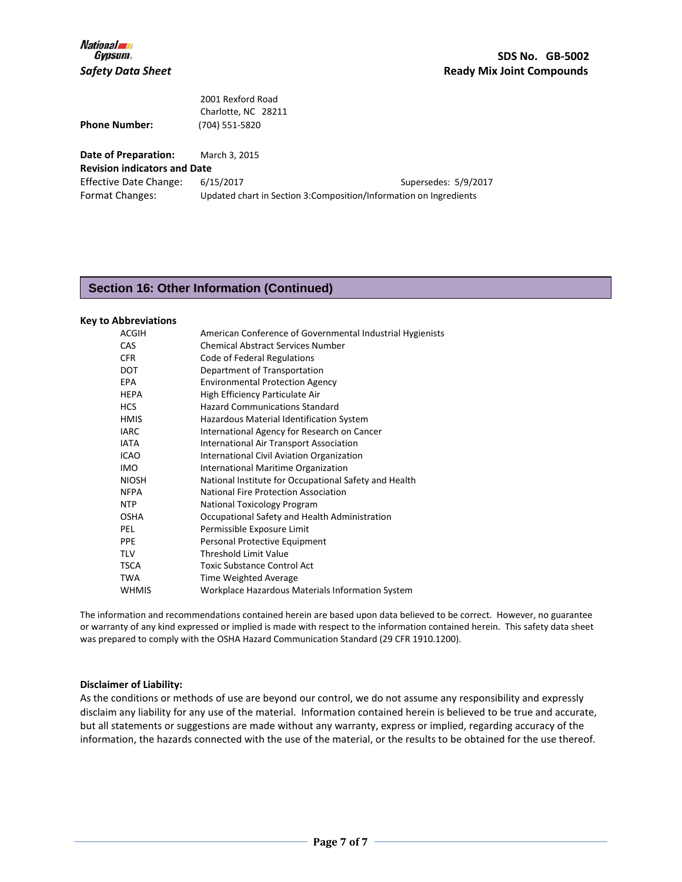2001 Rexford Road
Charlotte, NC 28211

**Phone Number:** (704) 551-5820

**Date of Preparation:** March 3, 2015

**Revision indicators and Date**

Effective Date Change: 6/15/2017 Supersedes: 5/9/2017

Format Changes: Updated chart in Section 3:Composition/Information on Ingredients

## Section 16: Other Information (Continued)

**Key to Abbreviations**

| | |
|---|---|
| ACGIH | American Conference of Governmental Industrial Hygienists |
| CAS | Chemical Abstract Services Number |
| CFR | Code of Federal Regulations |
| DOT | Department of Transportation |
| EPA | Environmental Protection Agency |
| HEPA | High Efficiency Particulate Air |
| HCS | Hazard Communications Standard |
| HMIS | Hazardous Material Identification System |
| IARC | International Agency for Research on Cancer |
| IATA | International Air Transport Association |
| ICAO | International Civil Aviation Organization |
| IMO | International Maritime Organization |
| NIOSH | National Institute for Occupational Safety and Health |
| NFPA | National Fire Protection Association |
| NTP | National Toxicology Program |
| OSHA | Occupational Safety and Health Administration |
| PEL | Permissible Exposure Limit |
| PPE | Personal Protective Equipment |
| TLV | Threshold Limit Value |
| TSCA | Toxic Substance Control Act |
| TWA | Time Weighted Average |
| WHMIS | Workplace Hazardous Materials Information System |

The information and recommendations contained herein are based upon data believed to be correct. However, no guarantee or warranty of any kind expressed or implied is made with respect to the information contained herein. This safety data sheet was prepared to comply with the OSHA Hazard Communication Standard (29 CFR 1910.1200).

**Disclaimer of Liability:**

As the conditions or methods of use are beyond our control, we do not assume any responsibility and expressly disclaim any liability for any use of the material. Information contained herein is believed to be true and accurate, but all statements or suggestions are made without any warranty, express or implied, regarding accuracy of the information, the hazards connected with the use of the material, or the results to be obtained for the use thereof.